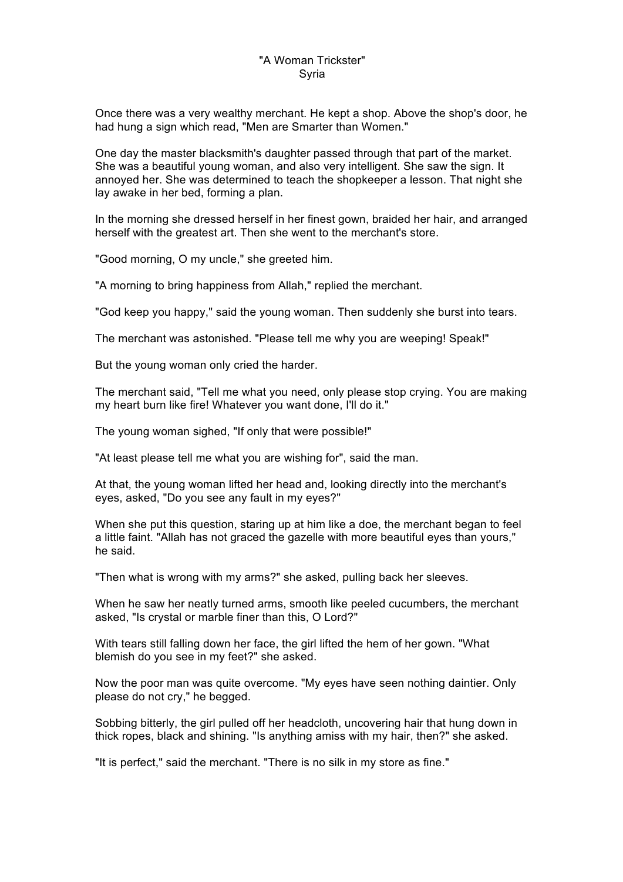# "A Woman Trickster"

Syria

Once there was a very wealthy merchant. He kept a shop. Above the shop's door, he had hung a sign which read, "Men are Smarter than Women."

One day the master blacksmith's daughter passed through that part of the market. She was a beautiful young woman, and also very intelligent. She saw the sign. It annoyed her. She was determined to teach the shopkeeper a lesson. That night she lay awake in her bed, forming a plan.

In the morning she dressed herself in her finest gown, braided her hair, and arranged herself with the greatest art. Then she went to the merchant's store.

"Good morning, O my uncle," she greeted him.

"A morning to bring happiness from Allah," replied the merchant.

"God keep you happy," said the young woman. Then suddenly she burst into tears.

The merchant was astonished. "Please tell me why you are weeping! Speak!"

But the young woman only cried the harder.

The merchant said, "Tell me what you need, only please stop crying. You are making my heart burn like fire! Whatever you want done, I'll do it."

The young woman sighed, "If only that were possible!"

"At least please tell me what you are wishing for", said the man.

At that, the young woman lifted her head and, looking directly into the merchant's eyes, asked, "Do you see any fault in my eyes?"

When she put this question, staring up at him like a doe, the merchant began to feel a little faint. "Allah has not graced the gazelle with more beautiful eyes than yours," he said.

"Then what is wrong with my arms?" she asked, pulling back her sleeves.

When he saw her neatly turned arms, smooth like peeled cucumbers, the merchant asked, "Is crystal or marble finer than this, O Lord?"

With tears still falling down her face, the girl lifted the hem of her gown. "What blemish do you see in my feet?" she asked.

Now the poor man was quite overcome. "My eyes have seen nothing daintier. Only please do not cry," he begged.

Sobbing bitterly, the girl pulled off her headcloth, uncovering hair that hung down in thick ropes, black and shining. "Is anything amiss with my hair, then?" she asked.

"It is perfect," said the merchant. "There is no silk in my store as fine."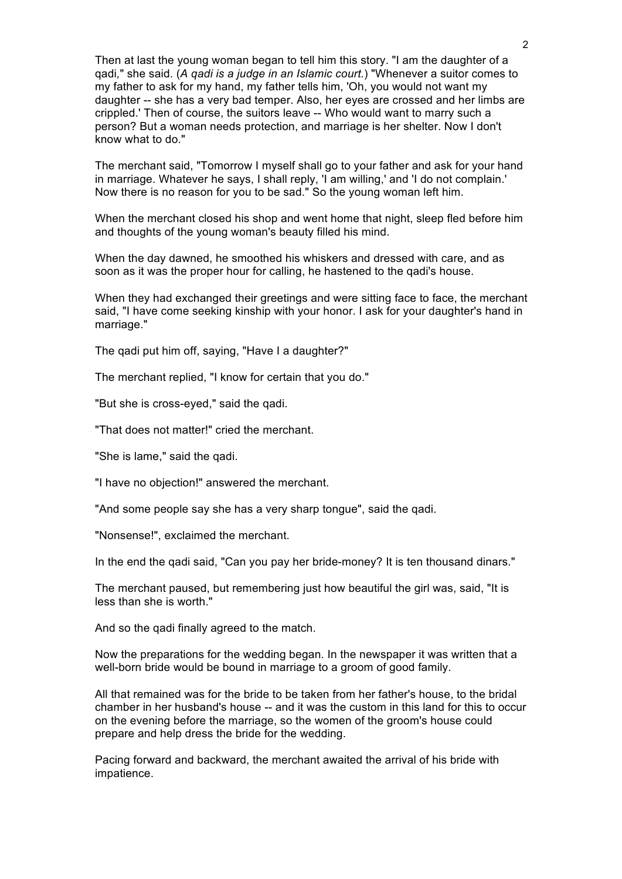Then at last the young woman began to tell him this story. "I am the daughter of a qadi," she said. (*A qadi is a judge in an Islamic court.*) "Whenever a suitor comes to my father to ask for my hand, my father tells him, 'Oh, you would not want my daughter -- she has a very bad temper. Also, her eyes are crossed and her limbs are crippled.' Then of course, the suitors leave -- Who would want to marry such a person? But a woman needs protection, and marriage is her shelter. Now I don't know what to do."

The merchant said, "Tomorrow I myself shall go to your father and ask for your hand in marriage. Whatever he says, I shall reply, 'I am willing,' and 'I do not complain.' Now there is no reason for you to be sad." So the young woman left him.

When the merchant closed his shop and went home that night, sleep fled before him and thoughts of the young woman's beauty filled his mind.

When the day dawned, he smoothed his whiskers and dressed with care, and as soon as it was the proper hour for calling, he hastened to the qadi's house.

When they had exchanged their greetings and were sitting face to face, the merchant said, "I have come seeking kinship with your honor. I ask for your daughter's hand in marriage."

The qadi put him off, saying, "Have I a daughter?"

The merchant replied, "I know for certain that you do."

"But she is cross-eyed," said the qadi.

"That does not matter!" cried the merchant.

"She is lame," said the qadi.

"I have no objection!" answered the merchant.

"And some people say she has a very sharp tongue", said the qadi.

"Nonsense!", exclaimed the merchant.

In the end the qadi said, "Can you pay her bride-money? It is ten thousand dinars."

The merchant paused, but remembering just how beautiful the girl was, said, "It is less than she is worth."

And so the qadi finally agreed to the match.

Now the preparations for the wedding began. In the newspaper it was written that a well-born bride would be bound in marriage to a groom of good family.

All that remained was for the bride to be taken from her father's house, to the bridal chamber in her husband's house -- and it was the custom in this land for this to occur on the evening before the marriage, so the women of the groom's house could prepare and help dress the bride for the wedding.

Pacing forward and backward, the merchant awaited the arrival of his bride with impatience.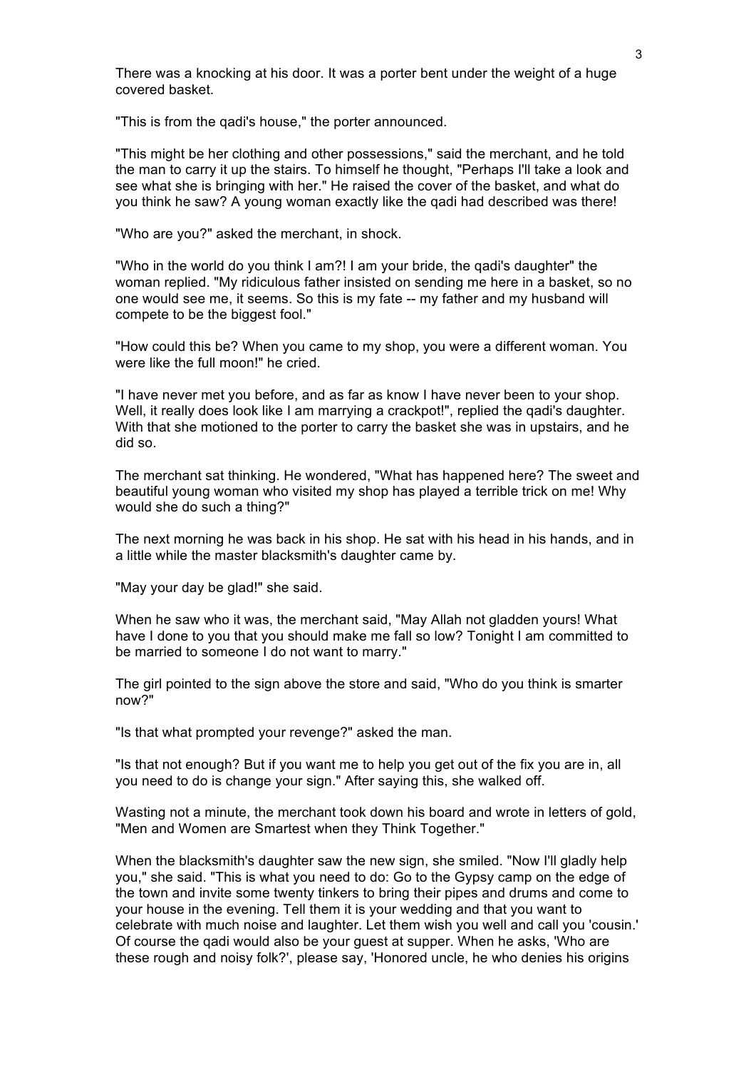There was a knocking at his door. It was a porter bent under the weight of a huge covered basket.

"This is from the qadi's house," the porter announced.

"This might be her clothing and other possessions," said the merchant, and he told the man to carry it up the stairs. To himself he thought, "Perhaps I'll take a look and see what she is bringing with her." He raised the cover of the basket, and what do you think he saw? A young woman exactly like the qadi had described was there!

"Who are you?" asked the merchant, in shock.

"Who in the world do you think I am?! I am your bride, the qadi's daughter" the woman replied. "My ridiculous father insisted on sending me here in a basket, so no one would see me, it seems. So this is my fate -- my father and my husband will compete to be the biggest fool."

"How could this be? When you came to my shop, you were a different woman. You were like the full moon!" he cried.

"I have never met you before, and as far as know I have never been to your shop. Well, it really does look like I am marrying a crackpot!", replied the qadi's daughter. With that she motioned to the porter to carry the basket she was in upstairs, and he did so.

The merchant sat thinking. He wondered, "What has happened here? The sweet and beautiful young woman who visited my shop has played a terrible trick on me! Why would she do such a thing?"

The next morning he was back in his shop. He sat with his head in his hands, and in a little while the master blacksmith's daughter came by.

"May your day be glad!" she said.

When he saw who it was, the merchant said, "May Allah not gladden yours! What have I done to you that you should make me fall so low? Tonight I am committed to be married to someone I do not want to marry."

The girl pointed to the sign above the store and said, "Who do you think is smarter now?"

"Is that what prompted your revenge?" asked the man.

"Is that not enough? But if you want me to help you get out of the fix you are in, all you need to do is change your sign." After saying this, she walked off.

Wasting not a minute, the merchant took down his board and wrote in letters of gold, "Men and Women are Smartest when they Think Together."

When the blacksmith's daughter saw the new sign, she smiled. "Now I'll gladly help you," she said. "This is what you need to do: Go to the Gypsy camp on the edge of the town and invite some twenty tinkers to bring their pipes and drums and come to your house in the evening. Tell them it is your wedding and that you want to celebrate with much noise and laughter. Let them wish you well and call you 'cousin.' Of course the qadi would also be your guest at supper. When he asks, 'Who are these rough and noisy folk?', please say, 'Honored uncle, he who denies his origins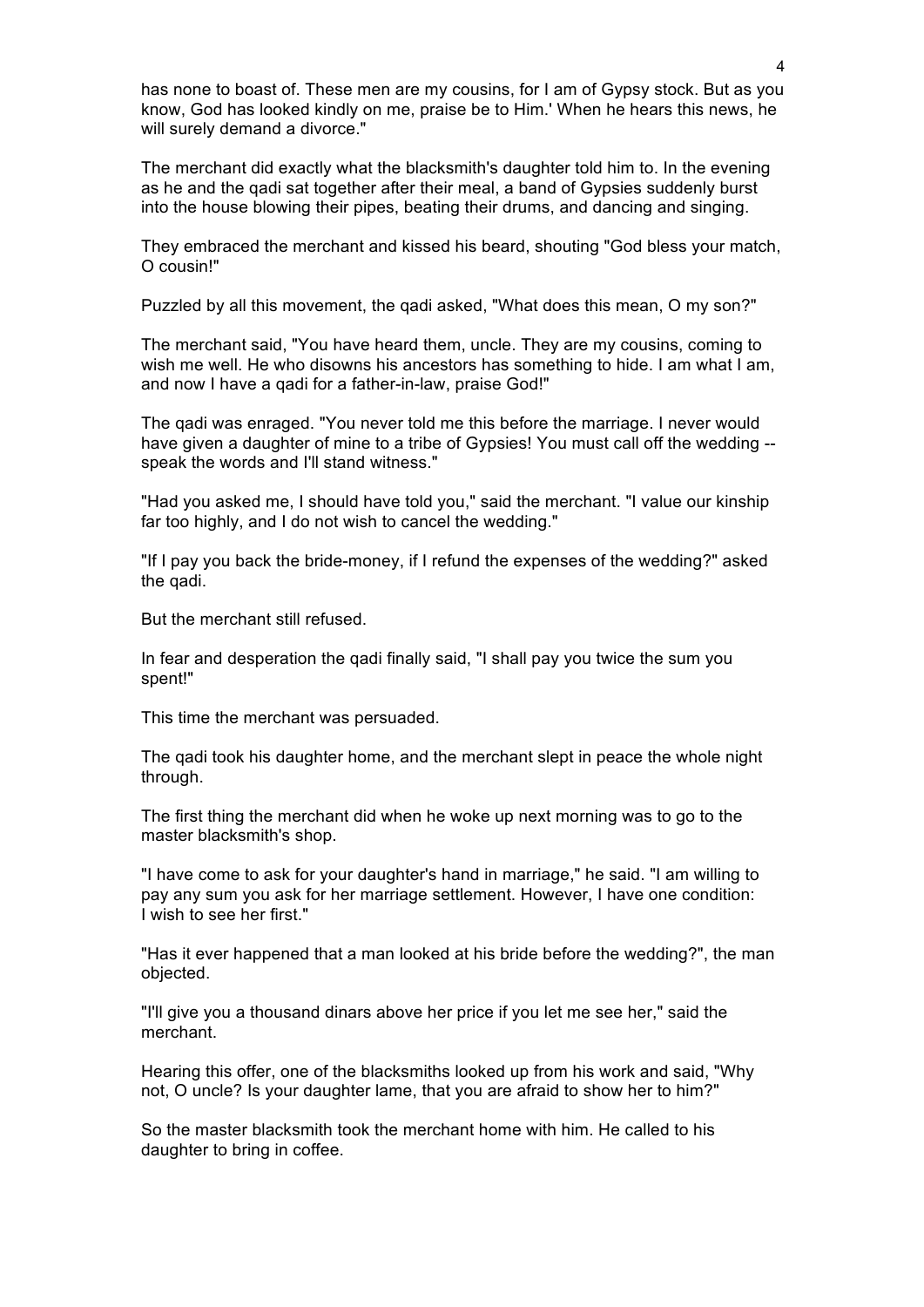has none to boast of. These men are my cousins, for I am of Gypsy stock. But as you know, God has looked kindly on me, praise be to Him.' When he hears this news, he will surely demand a divorce."

The merchant did exactly what the blacksmith's daughter told him to. In the evening as he and the qadi sat together after their meal, a band of Gypsies suddenly burst into the house blowing their pipes, beating their drums, and dancing and singing.

They embraced the merchant and kissed his beard, shouting "God bless your match, O cousin!"

Puzzled by all this movement, the qadi asked, "What does this mean, O my son?"

The merchant said, "You have heard them, uncle. They are my cousins, coming to wish me well. He who disowns his ancestors has something to hide. I am what I am, and now I have a qadi for a father-in-law, praise God!"

The qadi was enraged. "You never told me this before the marriage. I never would have given a daughter of mine to a tribe of Gypsies! You must call off the wedding -- speak the words and I'll stand witness."

"Had you asked me, I should have told you," said the merchant. "I value our kinship far too highly, and I do not wish to cancel the wedding."

"If I pay you back the bride-money, if I refund the expenses of the wedding?" asked the qadi.

But the merchant still refused.

In fear and desperation the qadi finally said, "I shall pay you twice the sum you spent!"

This time the merchant was persuaded.

The qadi took his daughter home, and the merchant slept in peace the whole night through.

The first thing the merchant did when he woke up next morning was to go to the master blacksmith's shop.

"I have come to ask for your daughter's hand in marriage," he said. "I am willing to pay any sum you ask for her marriage settlement. However, I have one condition: I wish to see her first."

"Has it ever happened that a man looked at his bride before the wedding?", the man objected.

"I'll give you a thousand dinars above her price if you let me see her," said the merchant.

Hearing this offer, one of the blacksmiths looked up from his work and said, "Why not, O uncle? Is your daughter lame, that you are afraid to show her to him?"

So the master blacksmith took the merchant home with him. He called to his daughter to bring in coffee.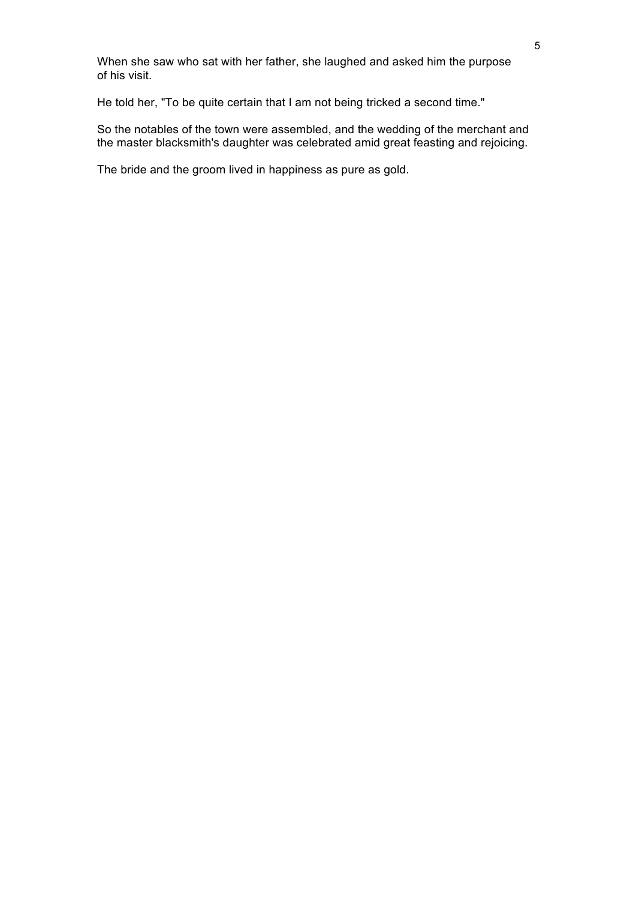When she saw who sat with her father, she laughed and asked him the purpose of his visit.

He told her, "To be quite certain that I am not being tricked a second time."

So the notables of the town were assembled, and the wedding of the merchant and the master blacksmith's daughter was celebrated amid great feasting and rejoicing.

The bride and the groom lived in happiness as pure as gold.